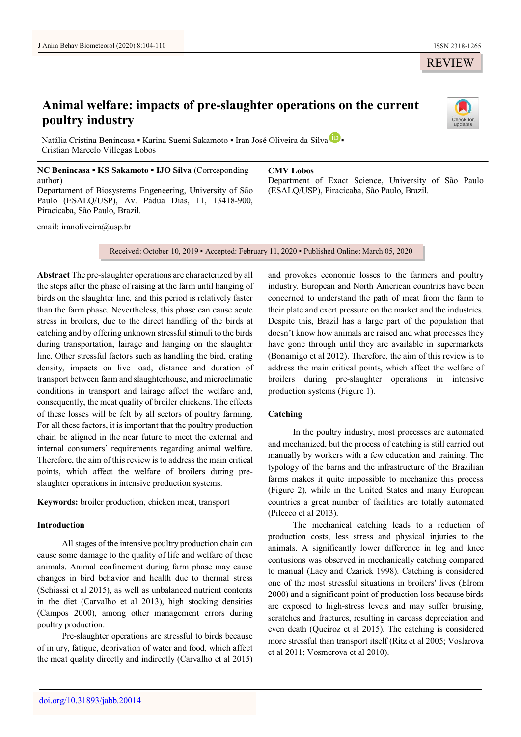REVIEW

# Animal welfare: impacts of pre-slaughter operations on the current poultry industry

Natália Cristina Benincasa ▪ Karina Suemi Sakamoto ▪ Iran José Oliveira da Silva ▪ Cristian Marcelo Villegas Lobos

**NC Benincasa ▪ KS Sakamoto ▪ IJO Silva** (Corresponding author)
Departament of Biosystems Engeneering, University of São Paulo (ESALQ/USP), Av. Pádua Dias, 11, 13418-900, Piracicaba, São Paulo, Brazil.

email: iranoliveira@usp.br

**CMV Lobos**
Department of Exact Science, University of São Paulo (ESALQ/USP), Piracicaba, São Paulo, Brazil.

Received: October 10, 2019 ▪ Accepted: February 11, 2020 ▪ Published Online: March 05, 2020

**Abstract** The pre-slaughter operations are characterized by all the steps after the phase of raising at the farm until hanging of birds on the slaughter line, and this period is relatively faster than the farm phase. Nevertheless, this phase can cause acute stress in broilers, due to the direct handling of the birds at catching and by offering unknown stressful stimuli to the birds during transportation, lairage and hanging on the slaughter line. Other stressful factors such as handling the bird, crating density, impacts on live load, distance and duration of transport between farm and slaughterhouse, and microclimatic conditions in transport and lairage affect the welfare and, consequently, the meat quality of broiler chickens. The effects of these losses will be felt by all sectors of poultry farming. For all these factors, it is important that the poultry production chain be aligned in the near future to meet the external and internal consumers' requirements regarding animal welfare. Therefore, the aim of this review is to address the main critical points, which affect the welfare of broilers during pre-slaughter operations in intensive production systems.

**Keywords:** broiler production, chicken meat, transport

## Introduction

All stages of the intensive poultry production chain can cause some damage to the quality of life and welfare of these animals. Animal confinement during farm phase may cause changes in bird behavior and health due to thermal stress (Schiassi et al 2015), as well as unbalanced nutrient contents in the diet (Carvalho et al 2013), high stocking densities (Campos 2000), among other management errors during poultry production.

Pre-slaughter operations are stressful to birds because of injury, fatigue, deprivation of water and food, which affect the meat quality directly and indirectly (Carvalho et al 2015) and provokes economic losses to the farmers and poultry industry. European and North American countries have been concerned to understand the path of meat from the farm to their plate and exert pressure on the market and the industries. Despite this, Brazil has a large part of the population that doesn't know how animals are raised and what processes they have gone through until they are available in supermarkets (Bonamigo et al 2012). Therefore, the aim of this review is to address the main critical points, which affect the welfare of broilers during pre-slaughter operations in intensive production systems (Figure 1).

## Catching

In the poultry industry, most processes are automated and mechanized, but the process of catching is still carried out manually by workers with a few education and training. The typology of the barns and the infrastructure of the Brazilian farms makes it quite impossible to mechanize this process (Figure 2), while in the United States and many European countries a great number of facilities are totally automated (Pilecco et al 2013).

The mechanical catching leads to a reduction of production costs, less stress and physical injuries to the animals. A significantly lower difference in leg and knee contusions was observed in mechanically catching compared to manual (Lacy and Czarick 1998). Catching is considered one of the most stressful situations in broilers' lives (Elrom 2000) and a significant point of production loss because birds are exposed to high-stress levels and may suffer bruising, scratches and fractures, resulting in carcass depreciation and even death (Queiroz et al 2015). The catching is considered more stressful than transport itself (Ritz et al 2005; Voslarova et al 2011; Vosmerova et al 2010).

doi.org/10.31893/jabb.20014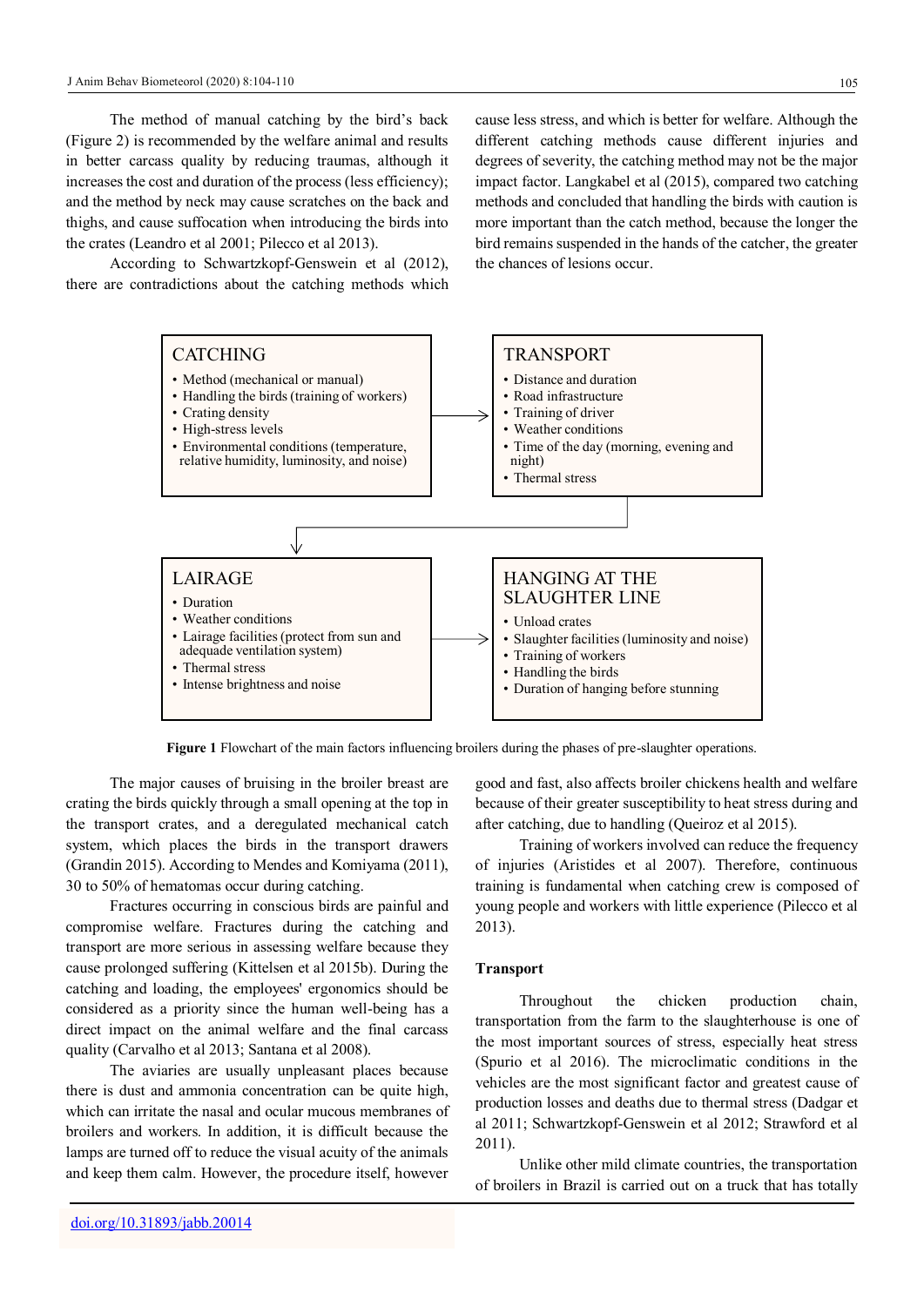The method of manual catching by the bird's back (Figure 2) is recommended by the welfare animal and results in better carcass quality by reducing traumas, although it increases the cost and duration of the process (less efficiency); and the method by neck may cause scratches on the back and thighs, and cause suffocation when introducing the birds into the crates (Leandro et al 2001; Pilecco et al 2013).

According to Schwartzkopf-Genswein et al (2012), there are contradictions about the catching methods which cause less stress, and which is better for welfare. Although the different catching methods cause different injuries and degrees of severity, the catching method may not be the major impact factor. Langkabel et al (2015), compared two catching methods and concluded that handling the birds with caution is more important than the catch method, because the longer the bird remains suspended in the hands of the catcher, the greater the chances of lesions occur.

**CATCHING**
- Method (mechanical or manual)
- Handling the birds (training of workers)
- Crating density
- High-stress levels
- Environmental conditions (temperature, relative humidity, luminosity, and noise)

**TRANSPORT**
- Distance and duration
- Road infrastructure
- Training of driver
- Weather conditions
- Time of the day (morning, evening and night)
- Thermal stress

**LAIRAGE**
- Duration
- Weather conditions
- Lairage facilities (protect from sun and adequate ventilation system)
- Thermal stress
- Intense brightness and noise

**HANGING AT THE SLAUGHTER LINE**
- Unload crates
- Slaughter facilities (luminosity and noise)
- Training of workers
- Handling the birds
- Duration of hanging before stunning

**Figure 1** Flowchart of the main factors influencing broilers during the phases of pre-slaughter operations.

The major causes of bruising in the broiler breast are crating the birds quickly through a small opening at the top in the transport crates, and a deregulated mechanical catch system, which places the birds in the transport drawers (Grandin 2015). According to Mendes and Komiyama (2011), 30 to 50% of hematomas occur during catching.

Fractures occurring in conscious birds are painful and compromise welfare. Fractures during the catching and transport are more serious in assessing welfare because they cause prolonged suffering (Kittelsen et al 2015b). During the catching and loading, the employees' ergonomics should be considered as a priority since the human well-being has a direct impact on the animal welfare and the final carcass quality (Carvalho et al 2013; Santana et al 2008).

The aviaries are usually unpleasant places because there is dust and ammonia concentration can be quite high, which can irritate the nasal and ocular mucous membranes of broilers and workers. In addition, it is difficult because the lamps are turned off to reduce the visual acuity of the animals and keep them calm. However, the procedure itself, however good and fast, also affects broiler chickens health and welfare because of their greater susceptibility to heat stress during and after catching, due to handling (Queiroz et al 2015).

Training of workers involved can reduce the frequency of injuries (Aristides et al 2007). Therefore, continuous training is fundamental when catching crew is composed of young people and workers with little experience (Pilecco et al 2013).

### Transport

Throughout the chicken production chain, transportation from the farm to the slaughterhouse is one of the most important sources of stress, especially heat stress (Spurio et al 2016). The microclimatic conditions in the vehicles are the most significant factor and greatest cause of production losses and deaths due to thermal stress (Dadgar et al 2011; Schwartzkopf-Genswein et al 2012; Strawford et al 2011).

Unlike other mild climate countries, the transportation of broilers in Brazil is carried out on a truck that has totally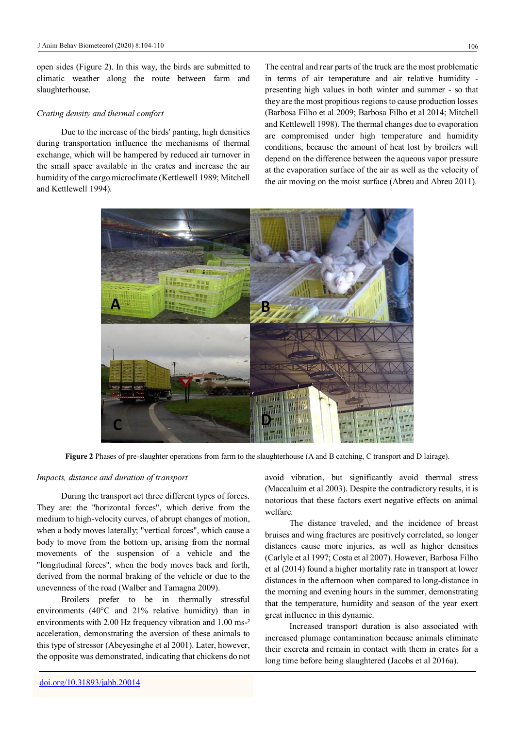open sides (Figure 2). In this way, the birds are submitted to climatic weather along the route between farm and slaughterhouse.

*Crating density and thermal comfort*

Due to the increase of the birds' panting, high densities during transportation influence the mechanisms of thermal exchange, which will be hampered by reduced air turnover in the small space available in the crates and increase the air humidity of the cargo microclimate (Kettlewell 1989; Mitchell and Kettlewell 1994).

The central and rear parts of the truck are the most problematic in terms of air temperature and air relative humidity - presenting high values in both winter and summer - so that they are the most propitious regions to cause production losses (Barbosa Filho et al 2009; Barbosa Filho et al 2014; Mitchell and Kettlewell 1998). The thermal changes due to evaporation are compromised under high temperature and humidity conditions, because the amount of heat lost by broilers will depend on the difference between the aqueous vapor pressure at the evaporation surface of the air as well as the velocity of the air moving on the moist surface (Abreu and Abreu 2011).

**Figure 2** Phases of pre-slaughter operations from farm to the slaughterhouse (A and B catching, C transport and D lairage).

*Impacts, distance and duration of transport*

During the transport act three different types of forces. They are: the "horizontal forces", which derive from the medium to high-velocity curves, of abrupt changes of motion, when a body moves laterally; "vertical forces", which cause a body to move from the bottom up, arising from the normal movements of the suspension of a vehicle and the "longitudinal forces", when the body moves back and forth, derived from the normal braking of the vehicle or due to the unevenness of the road (Walber and Tamagna 2009).

Broilers prefer to be in thermally stressful environments (40°C and 21% relative humidity) than in environments with 2.00 Hz frequency vibration and 1.00 $ms^{-2}$ acceleration, demonstrating the aversion of these animals to this type of stressor (Abeyesinghe et al 2001). Later, however, the opposite was demonstrated, indicating that chickens do not avoid vibration, but significantly avoid thermal stress (Maccaluim et al 2003). Despite the contradictory results, it is notorious that these factors exert negative effects on animal welfare.

The distance traveled, and the incidence of breast bruises and wing fractures are positively correlated, so longer distances cause more injuries, as well as higher densities (Carlyle et al 1997; Costa et al 2007). However, Barbosa Filho et al (2014) found a higher mortality rate in transport at lower distances in the afternoon when compared to long-distance in the morning and evening hours in the summer, demonstrating that the temperature, humidity and season of the year exert great influence in this dynamic.

Increased transport duration is also associated with increased plumage contamination because animals eliminate their excreta and remain in contact with them in crates for a long time before being slaughtered (Jacobs et al 2016a).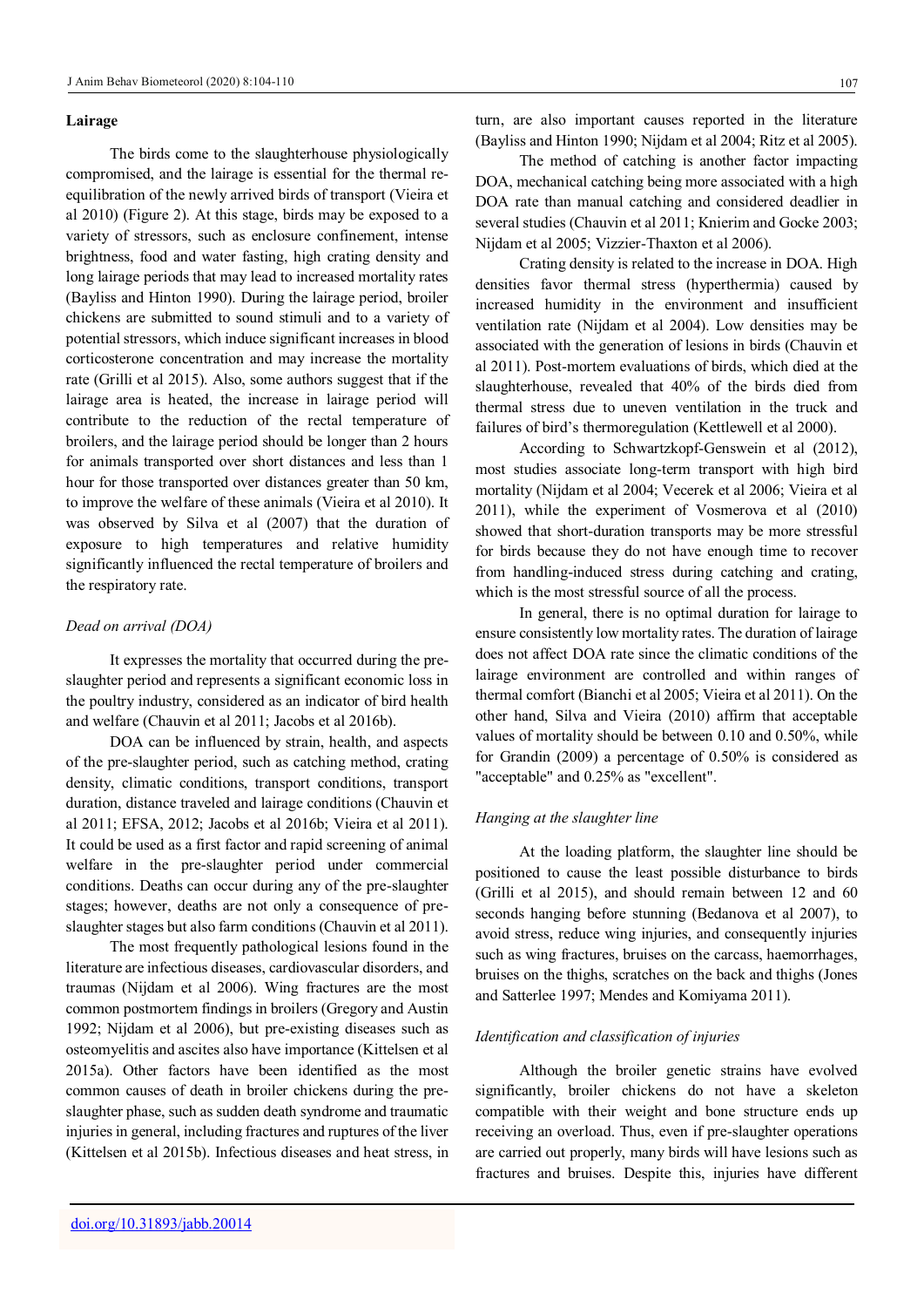### Lairage

The birds come to the slaughterhouse physiologically compromised, and the lairage is essential for the thermal re-equilibration of the newly arrived birds of transport (Vieira et al 2010) (Figure 2). At this stage, birds may be exposed to a variety of stressors, such as enclosure confinement, intense brightness, food and water fasting, high crating density and long lairage periods that may lead to increased mortality rates (Bayliss and Hinton 1990). During the lairage period, broiler chickens are submitted to sound stimuli and to a variety of potential stressors, which induce significant increases in blood corticosterone concentration and may increase the mortality rate (Grilli et al 2015). Also, some authors suggest that if the lairage area is heated, the increase in lairage period will contribute to the reduction of the rectal temperature of broilers, and the lairage period should be longer than 2 hours for animals transported over short distances and less than 1 hour for those transported over distances greater than 50 km, to improve the welfare of these animals (Vieira et al 2010). It was observed by Silva et al (2007) that the duration of exposure to high temperatures and relative humidity significantly influenced the rectal temperature of broilers and the respiratory rate.

#### *Dead on arrival (DOA)*

It expresses the mortality that occurred during the pre-slaughter period and represents a significant economic loss in the poultry industry, considered as an indicator of bird health and welfare (Chauvin et al 2011; Jacobs et al 2016b).

DOA can be influenced by strain, health, and aspects of the pre-slaughter period, such as catching method, crating density, climatic conditions, transport conditions, transport duration, distance traveled and lairage conditions (Chauvin et al 2011; EFSA, 2012; Jacobs et al 2016b; Vieira et al 2011). It could be used as a first factor and rapid screening of animal welfare in the pre-slaughter period under commercial conditions. Deaths can occur during any of the pre-slaughter stages; however, deaths are not only a consequence of pre-slaughter stages but also farm conditions (Chauvin et al 2011).

The most frequently pathological lesions found in the literature are infectious diseases, cardiovascular disorders, and traumas (Nijdam et al 2006). Wing fractures are the most common postmortem findings in broilers (Gregory and Austin 1992; Nijdam et al 2006), but pre-existing diseases such as osteomyelitis and ascites also have importance (Kittelsen et al 2015a). Other factors have been identified as the most common causes of death in broiler chickens during the pre-slaughter phase, such as sudden death syndrome and traumatic injuries in general, including fractures and ruptures of the liver (Kittelsen et al 2015b). Infectious diseases and heat stress, in turn, are also important causes reported in the literature (Bayliss and Hinton 1990; Nijdam et al 2004; Ritz et al 2005).

The method of catching is another factor impacting DOA, mechanical catching being more associated with a high DOA rate than manual catching and considered deadlier in several studies (Chauvin et al 2011; Knierim and Gocke 2003; Nijdam et al 2005; Vizzier-Thaxton et al 2006).

Crating density is related to the increase in DOA. High densities favor thermal stress (hyperthermia) caused by increased humidity in the environment and insufficient ventilation rate (Nijdam et al 2004). Low densities may be associated with the generation of lesions in birds (Chauvin et al 2011). Post-mortem evaluations of birds, which died at the slaughterhouse, revealed that 40% of the birds died from thermal stress due to uneven ventilation in the truck and failures of bird's thermoregulation (Kettlewell et al 2000).

According to Schwartzkopf-Genswein et al (2012), most studies associate long-term transport with high bird mortality (Nijdam et al 2004; Vecerek et al 2006; Vieira et al 2011), while the experiment of Vosmerova et al (2010) showed that short-duration transports may be more stressful for birds because they do not have enough time to recover from handling-induced stress during catching and crating, which is the most stressful source of all the process.

In general, there is no optimal duration for lairage to ensure consistently low mortality rates. The duration of lairage does not affect DOA rate since the climatic conditions of the lairage environment are controlled and within ranges of thermal comfort (Bianchi et al 2005; Vieira et al 2011). On the other hand, Silva and Vieira (2010) affirm that acceptable values of mortality should be between 0.10 and 0.50%, while for Grandin (2009) a percentage of 0.50% is considered as "acceptable" and 0.25% as "excellent".

#### *Hanging at the slaughter line*

At the loading platform, the slaughter line should be positioned to cause the least possible disturbance to birds (Grilli et al 2015), and should remain between 12 and 60 seconds hanging before stunning (Bedanova et al 2007), to avoid stress, reduce wing injuries, and consequently injuries such as wing fractures, bruises on the carcass, haemorrhages, bruises on the thighs, scratches on the back and thighs (Jones and Satterlee 1997; Mendes and Komiyama 2011).

#### *Identification and classification of injuries*

Although the broiler genetic strains have evolved significantly, broiler chickens do not have a skeleton compatible with their weight and bone structure ends up receiving an overload. Thus, even if pre-slaughter operations are carried out properly, many birds will have lesions such as fractures and bruises. Despite this, injuries have different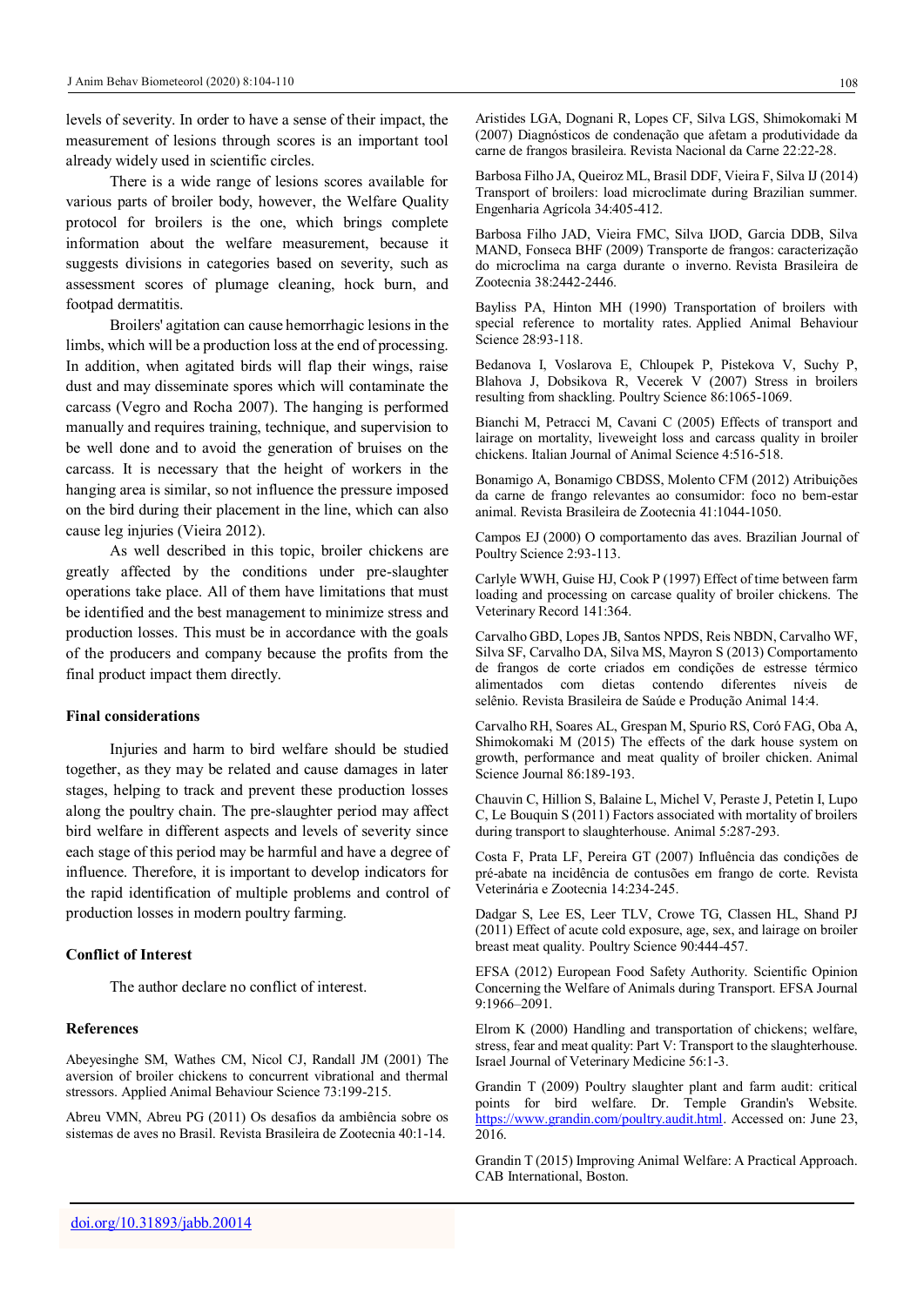levels of severity. In order to have a sense of their impact, the measurement of lesions through scores is an important tool already widely used in scientific circles.

There is a wide range of lesions scores available for various parts of broiler body, however, the Welfare Quality protocol for broilers is the one, which brings complete information about the welfare measurement, because it suggests divisions in categories based on severity, such as assessment scores of plumage cleaning, hock burn, and footpad dermatitis.

Broilers' agitation can cause hemorrhagic lesions in the limbs, which will be a production loss at the end of processing. In addition, when agitated birds will flap their wings, raise dust and may disseminate spores which will contaminate the carcass (Vegro and Rocha 2007). The hanging is performed manually and requires training, technique, and supervision to be well done and to avoid the generation of bruises on the carcass. It is necessary that the height of workers in the hanging area is similar, so not influence the pressure imposed on the bird during their placement in the line, which can also cause leg injuries (Vieira 2012).

As well described in this topic, broiler chickens are greatly affected by the conditions under pre-slaughter operations take place. All of them have limitations that must be identified and the best management to minimize stress and production losses. This must be in accordance with the goals of the producers and company because the profits from the final product impact them directly.

## Final considerations

Injuries and harm to bird welfare should be studied together, as they may be related and cause damages in later stages, helping to track and prevent these production losses along the poultry chain. The pre-slaughter period may affect bird welfare in different aspects and levels of severity since each stage of this period may be harmful and have a degree of influence. Therefore, it is important to develop indicators for the rapid identification of multiple problems and control of production losses in modern poultry farming.

## Conflict of Interest

The author declare no conflict of interest.

## References

Abeyesinghe SM, Wathes CM, Nicol CJ, Randall JM (2001) The aversion of broiler chickens to concurrent vibrational and thermal stressors. Applied Animal Behaviour Science 73:199-215.

Abreu VMN, Abreu PG (2011) Os desafios da ambiência sobre os sistemas de aves no Brasil. Revista Brasileira de Zootecnia 40:1-14.

Aristides LGA, Dognani R, Lopes CF, Silva LGS, Shimokomaki M (2007) Diagnósticos de condenação que afetam a produtividade da carne de frangos brasileira. Revista Nacional da Carne 22:22-28.

Barbosa Filho JA, Queiroz ML, Brasil DDF, Vieira F, Silva IJ (2014) Transport of broilers: load microclimate during Brazilian summer. Engenharia Agrícola 34:405-412.

Barbosa Filho JAD, Vieira FMC, Silva IJOD, Garcia DDB, Silva MAND, Fonseca BHF (2009) Transporte de frangos: caracterização do microclima na carga durante o inverno. Revista Brasileira de Zootecnia 38:2442-2446.

Bayliss PA, Hinton MH (1990) Transportation of broilers with special reference to mortality rates. Applied Animal Behaviour Science 28:93-118.

Bedanova I, Voslarova E, Chloupek P, Pistekova V, Suchy P, Blahova J, Dobsikova R, Vecerek V (2007) Stress in broilers resulting from shackling. Poultry Science 86:1065-1069.

Bianchi M, Petracci M, Cavani C (2005) Effects of transport and lairage on mortality, liveweight loss and carcass quality in broiler chickens. Italian Journal of Animal Science 4:516-518.

Bonamigo A, Bonamigo CBDSS, Molento CFM (2012) Atribuições da carne de frango relevantes ao consumidor: foco no bem-estar animal. Revista Brasileira de Zootecnia 41:1044-1050.

Campos EJ (2000) O comportamento das aves. Brazilian Journal of Poultry Science 2:93-113.

Carlyle WWH, Guise HJ, Cook P (1997) Effect of time between farm loading and processing on carcase quality of broiler chickens. The Veterinary Record 141:364.

Carvalho GBD, Lopes JB, Santos NPDS, Reis NBDN, Carvalho WF, Silva SF, Carvalho DA, Silva MS, Mayron S (2013) Comportamento de frangos de corte criados em condições de estresse térmico alimentados com dietas contendo diferentes níveis de selênio. Revista Brasileira de Saúde e Produção Animal 14:4.

Carvalho RH, Soares AL, Grespan M, Spurio RS, Coró FAG, Oba A, Shimokomaki M (2015) The effects of the dark house system on growth, performance and meat quality of broiler chicken. Animal Science Journal 86:189-193.

Chauvin C, Hillion S, Balaine L, Michel V, Peraste J, Petetin I, Lupo C, Le Bouquin S (2011) Factors associated with mortality of broilers during transport to slaughterhouse. Animal 5:287-293.

Costa F, Prata LF, Pereira GT (2007) Influência das condições de pré-abate na incidência de contusões em frango de corte. Revista Veterinária e Zootecnia 14:234-245.

Dadgar S, Lee ES, Leer TLV, Crowe TG, Classen HL, Shand PJ (2011) Effect of acute cold exposure, age, sex, and lairage on broiler breast meat quality. Poultry Science 90:444-457.

EFSA (2012) European Food Safety Authority. Scientific Opinion Concerning the Welfare of Animals during Transport. EFSA Journal 9:1966–2091.

Elrom K (2000) Handling and transportation of chickens; welfare, stress, fear and meat quality: Part V: Transport to the slaughterhouse. Israel Journal of Veterinary Medicine 56:1-3.

Grandin T (2009) Poultry slaughter plant and farm audit: critical points for bird welfare. Dr. Temple Grandin's Website. https://www.grandin.com/poultry.audit.html. Accessed on: June 23, 2016.

Grandin T (2015) Improving Animal Welfare: A Practical Approach. CAB International, Boston.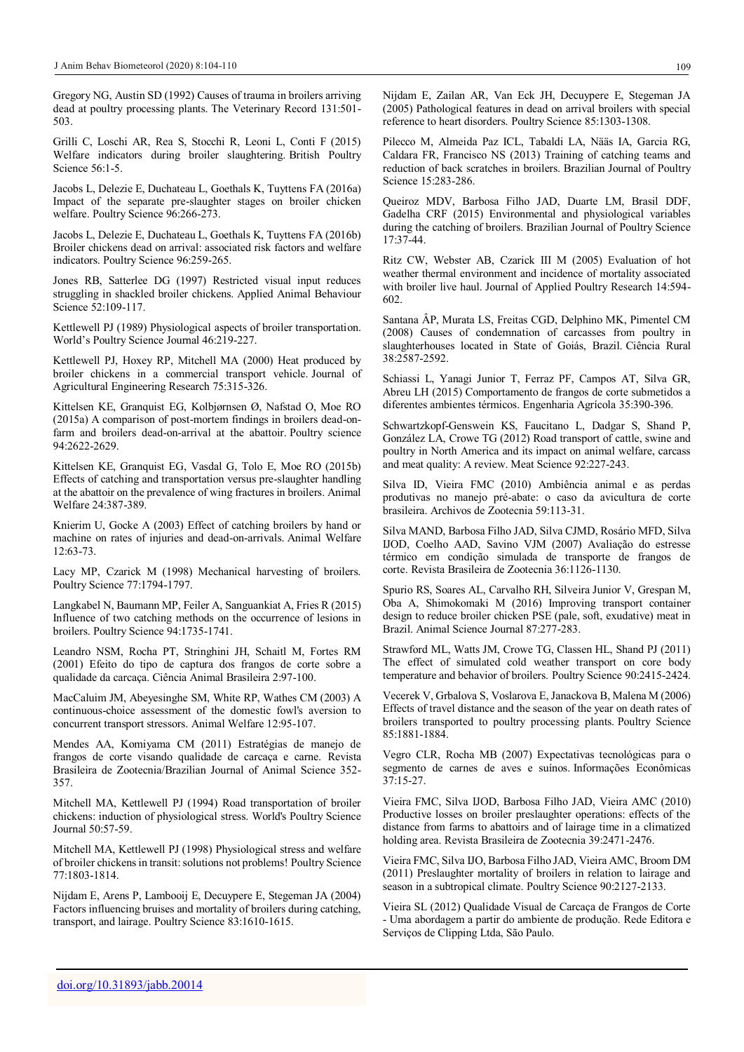Gregory NG, Austin SD (1992) Causes of trauma in broilers arriving dead at poultry processing plants. The Veterinary Record 131:501-503.

Grilli C, Loschi AR, Rea S, Stocchi R, Leoni L, Conti F (2015) Welfare indicators during broiler slaughtering. British Poultry Science 56:1-5.

Jacobs L, Delezie E, Duchateau L, Goethals K, Tuyttens FA (2016a) Impact of the separate pre-slaughter stages on broiler chicken welfare. Poultry Science 96:266-273.

Jacobs L, Delezie E, Duchateau L, Goethals K, Tuyttens FA (2016b) Broiler chickens dead on arrival: associated risk factors and welfare indicators. Poultry Science 96:259-265.

Jones RB, Satterlee DG (1997) Restricted visual input reduces struggling in shackled broiler chickens. Applied Animal Behaviour Science 52:109-117.

Kettlewell PJ (1989) Physiological aspects of broiler transportation. World's Poultry Science Journal 46:219-227.

Kettlewell PJ, Hoxey RP, Mitchell MA (2000) Heat produced by broiler chickens in a commercial transport vehicle. Journal of Agricultural Engineering Research 75:315-326.

Kittelsen KE, Granquist EG, Kolbjørnsen Ø, Nafstad O, Moe RO (2015a) A comparison of post-mortem findings in broilers dead-on-farm and broilers dead-on-arrival at the abattoir. Poultry science 94:2622-2629.

Kittelsen KE, Granquist EG, Vasdal G, Tolo E, Moe RO (2015b) Effects of catching and transportation versus pre-slaughter handling at the abattoir on the prevalence of wing fractures in broilers. Animal Welfare 24:387-389.

Knierim U, Gocke A (2003) Effect of catching broilers by hand or machine on rates of injuries and dead-on-arrivals. Animal Welfare 12:63-73.

Lacy MP, Czarick M (1998) Mechanical harvesting of broilers. Poultry Science 77:1794-1797.

Langkabel N, Baumann MP, Feiler A, Sanguankiat A, Fries R (2015) Influence of two catching methods on the occurrence of lesions in broilers. Poultry Science 94:1735-1741.

Leandro NSM, Rocha PT, Stringhini JH, Schaitl M, Fortes RM (2001) Efeito do tipo de captura dos frangos de corte sobre a qualidade da carcaça. Ciência Animal Brasileira 2:97-100.

MacCaluim JM, Abeyesinghe SM, White RP, Wathes CM (2003) A continuous-choice assessment of the domestic fowl's aversion to concurrent transport stressors. Animal Welfare 12:95-107.

Mendes AA, Komiyama CM (2011) Estratégias de manejo de frangos de corte visando qualidade de carcaça e carne. Revista Brasileira de Zootecnia/Brazilian Journal of Animal Science 352-357.

Mitchell MA, Kettlewell PJ (1994) Road transportation of broiler chickens: induction of physiological stress. World's Poultry Science Journal 50:57-59.

Mitchell MA, Kettlewell PJ (1998) Physiological stress and welfare of broiler chickens in transit: solutions not problems! Poultry Science 77:1803-1814.

Nijdam E, Arens P, Lambooij E, Decuypere E, Stegeman JA (2004) Factors influencing bruises and mortality of broilers during catching, transport, and lairage. Poultry Science 83:1610-1615.

Nijdam E, Zailan AR, Van Eck JH, Decuypere E, Stegeman JA (2005) Pathological features in dead on arrival broilers with special reference to heart disorders. Poultry Science 85:1303-1308.

Pilecco M, Almeida Paz ICL, Tabaldi LA, Nääs IA, Garcia RG, Caldara FR, Francisco NS (2013) Training of catching teams and reduction of back scratches in broilers. Brazilian Journal of Poultry Science 15:283-286.

Queiroz MDV, Barbosa Filho JAD, Duarte LM, Brasil DDF, Gadelha CRF (2015) Environmental and physiological variables during the catching of broilers. Brazilian Journal of Poultry Science 17:37-44.

Ritz CW, Webster AB, Czarick III M (2005) Evaluation of hot weather thermal environment and incidence of mortality associated with broiler live haul. Journal of Applied Poultry Research 14:594-602.

Santana ÂP, Murata LS, Freitas CGD, Delphino MK, Pimentel CM (2008) Causes of condemnation of carcasses from poultry in slaughterhouses located in State of Goiás, Brazil. Ciência Rural 38:2587-2592.

Schiassi L, Yanagi Junior T, Ferraz PF, Campos AT, Silva GR, Abreu LH (2015) Comportamento de frangos de corte submetidos a diferentes ambientes térmicos. Engenharia Agrícola 35:390-396.

Schwartzkopf-Genswein KS, Faucitano L, Dadgar S, Shand P, González LA, Crowe TG (2012) Road transport of cattle, swine and poultry in North America and its impact on animal welfare, carcass and meat quality: A review. Meat Science 92:227-243.

Silva ID, Vieira FMC (2010) Ambiência animal e as perdas produtivas no manejo pré-abate: o caso da avicultura de corte brasileira. Archivos de Zootecnia 59:113-31.

Silva MAND, Barbosa Filho JAD, Silva CJMD, Rosário MFD, Silva IJOD, Coelho AAD, Savino VJM (2007) Avaliação do estresse térmico em condição simulada de transporte de frangos de corte. Revista Brasileira de Zootecnia 36:1126-1130.

Spurio RS, Soares AL, Carvalho RH, Silveira Junior V, Grespan M, Oba A, Shimokomaki M (2016) Improving transport container design to reduce broiler chicken PSE (pale, soft, exudative) meat in Brazil. Animal Science Journal 87:277-283.

Strawford ML, Watts JM, Crowe TG, Classen HL, Shand PJ (2011) The effect of simulated cold weather transport on core body temperature and behavior of broilers. Poultry Science 90:2415-2424.

Vecerek V, Grbalova S, Voslarova E, Janackova B, Malena M (2006) Effects of travel distance and the season of the year on death rates of broilers transported to poultry processing plants. Poultry Science 85:1881-1884.

Vegro CLR, Rocha MB (2007) Expectativas tecnológicas para o segmento de carnes de aves e suínos. Informações Econômicas 37:15-27.

Vieira FMC, Silva IJOD, Barbosa Filho JAD, Vieira AMC (2010) Productive losses on broiler preslaughter operations: effects of the distance from farms to abattoirs and of lairage time in a climatized holding area. Revista Brasileira de Zootecnia 39:2471-2476.

Vieira FMC, Silva IJO, Barbosa Filho JAD, Vieira AMC, Broom DM (2011) Preslaughter mortality of broilers in relation to lairage and season in a subtropical climate. Poultry Science 90:2127-2133.

Vieira SL (2012) Qualidade Visual de Carcaça de Frangos de Corte - Uma abordagem a partir do ambiente de produção. Rede Editora e Serviços de Clipping Ltda, São Paulo.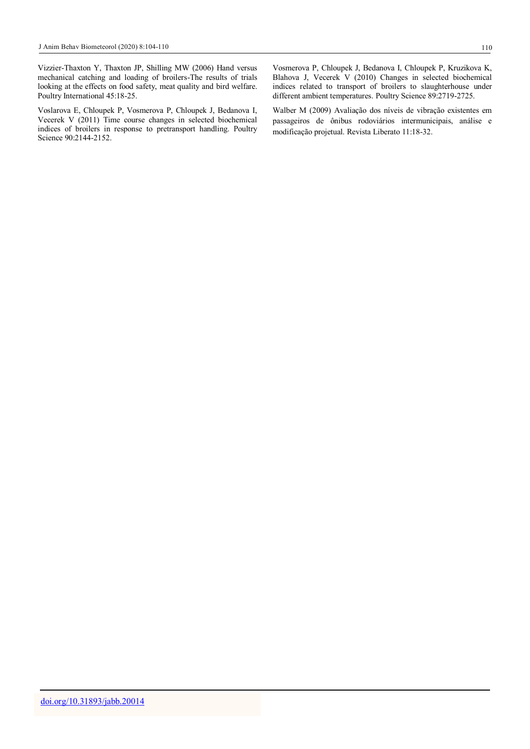Vizzier-Thaxton Y, Thaxton JP, Shilling MW (2006) Hand versus mechanical catching and loading of broilers-The results of trials looking at the effects on food safety, meat quality and bird welfare. Poultry International 45:18-25.

Voslarova E, Chloupek P, Vosmerova P, Chloupek J, Bedanova I, Vecerek V (2011) Time course changes in selected biochemical indices of broilers in response to pretransport handling. Poultry Science 90:2144-2152.

Vosmerova P, Chloupek J, Bedanova I, Chloupek P, Kruzikova K, Blahova J, Vecerek V (2010) Changes in selected biochemical indices related to transport of broilers to slaughterhouse under different ambient temperatures. Poultry Science 89:2719-2725.

Walber M (2009) Avaliação dos níveis de vibração existentes em passageiros de ônibus rodoviários intermunicipais, análise e modificação projetual. Revista Liberato 11:18-32.